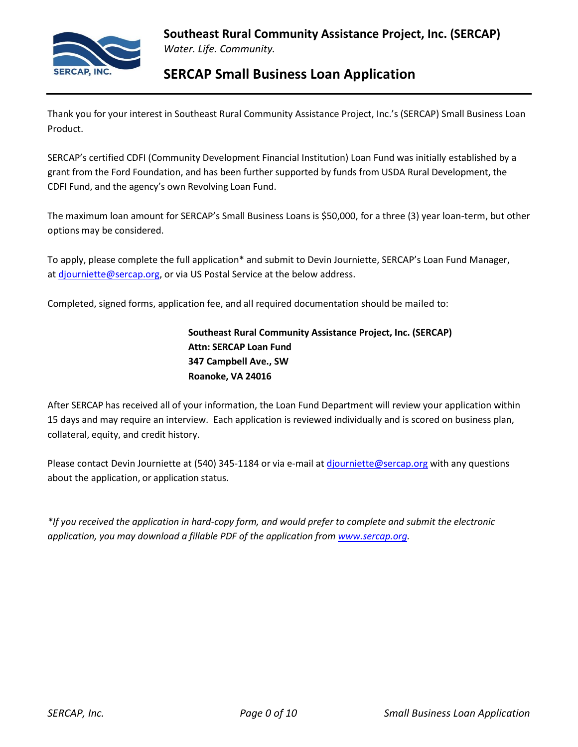# Southeast Rural Community Assistance Project, Inc. (SERCAP)

*Water. Life. Community.*

## SERCAP Small Business Loan Application

Thank you for your interest in Southeast Rural Community Assistance Project, Inc.'s (SERCAP) Small Business Loan Product.

SERCAP's certified CDFI (Community Development Financial Institution) Loan Fund was initially established by a grant from the Ford Foundation, and has been further supported by funds from USDA Rural Development, the CDFI Fund, and the agency's own Revolving Loan Fund.

The maximum loan amount for SERCAP's Small Business Loans is $50,000, for a three (3) year loan-term, but other options may be considered.

To apply, please complete the full application* and submit to Devin Journiette, SERCAP's Loan Fund Manager, at djourniette@sercap.org, or via US Postal Service at the below address.

Completed, signed forms, application fee, and all required documentation should be mailed to:

**Southeast Rural Community Assistance Project, Inc. (SERCAP)**
**Attn: SERCAP Loan Fund**
**347 Campbell Ave., SW**
**Roanoke, VA 24016**

After SERCAP has received all of your information, the Loan Fund Department will review your application within 15 days and may require an interview. Each application is reviewed individually and is scored on business plan, collateral, equity, and credit history.

Please contact Devin Journiette at (540) 345-1184 or via e-mail at djourniette@sercap.org with any questions about the application, or application status.

*\*If you received the application in hard-copy form, and would prefer to complete and submit the electronic application, you may download a fillable PDF of the application from www.sercap.org.*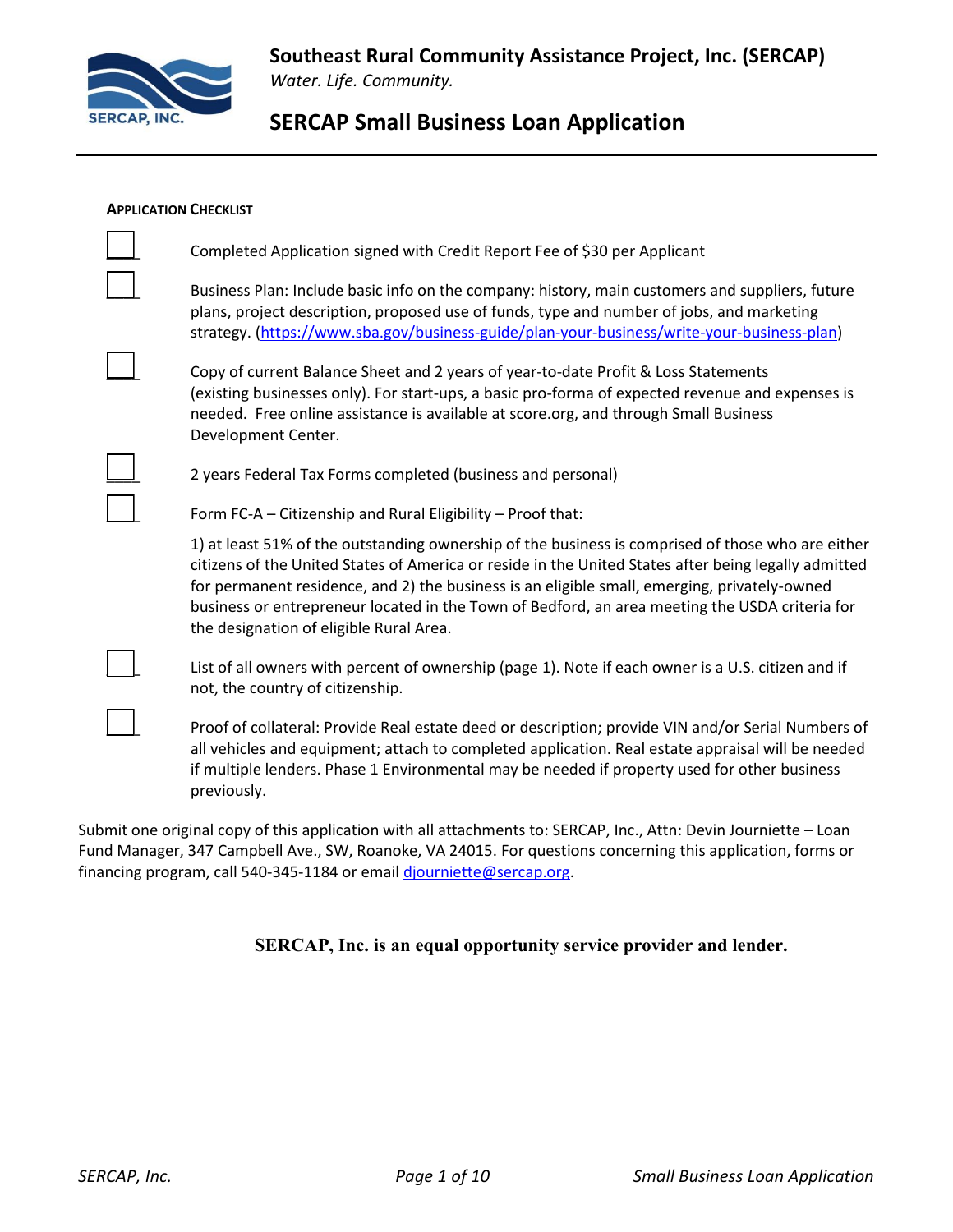# Southeast Rural Community Assistance Project, Inc. (SERCAP)

*Water. Life. Community.*

## SERCAP Small Business Loan Application

**APPLICATION CHECKLIST**

- [ ] Completed Application signed with Credit Report Fee of $30 per Applicant
- [ ] Business Plan: Include basic info on the company: history, main customers and suppliers, future plans, project description, proposed use of funds, type and number of jobs, and marketing strategy. (https://www.sba.gov/business-guide/plan-your-business/write-your-business-plan)
- [ ] Copy of current Balance Sheet and 2 years of year-to-date Profit & Loss Statements (existing businesses only). For start-ups, a basic pro-forma of expected revenue and expenses is needed. Free online assistance is available at score.org, and through Small Business Development Center.
- [ ] 2 years Federal Tax Forms completed (business and personal)
- [ ] Form FC-A – Citizenship and Rural Eligibility – Proof that:

  1) at least 51% of the outstanding ownership of the business is comprised of those who are either citizens of the United States of America or reside in the United States after being legally admitted for permanent residence, and 2) the business is an eligible small, emerging, privately-owned business or entrepreneur located in the Town of Bedford, an area meeting the USDA criteria for the designation of eligible Rural Area.
- [ ] List of all owners with percent of ownership (page 1). Note if each owner is a U.S. citizen and if not, the country of citizenship.
- [ ] Proof of collateral: Provide Real estate deed or description; provide VIN and/or Serial Numbers of all vehicles and equipment; attach to completed application. Real estate appraisal will be needed if multiple lenders. Phase 1 Environmental may be needed if property used for other business previously.

Submit one original copy of this application with all attachments to: SERCAP, Inc., Attn: Devin Journiette – Loan Fund Manager, 347 Campbell Ave., SW, Roanoke, VA 24015. For questions concerning this application, forms or financing program, call 540-345-1184 or email djourniette@sercap.org.

**SERCAP, Inc. is an equal opportunity service provider and lender.**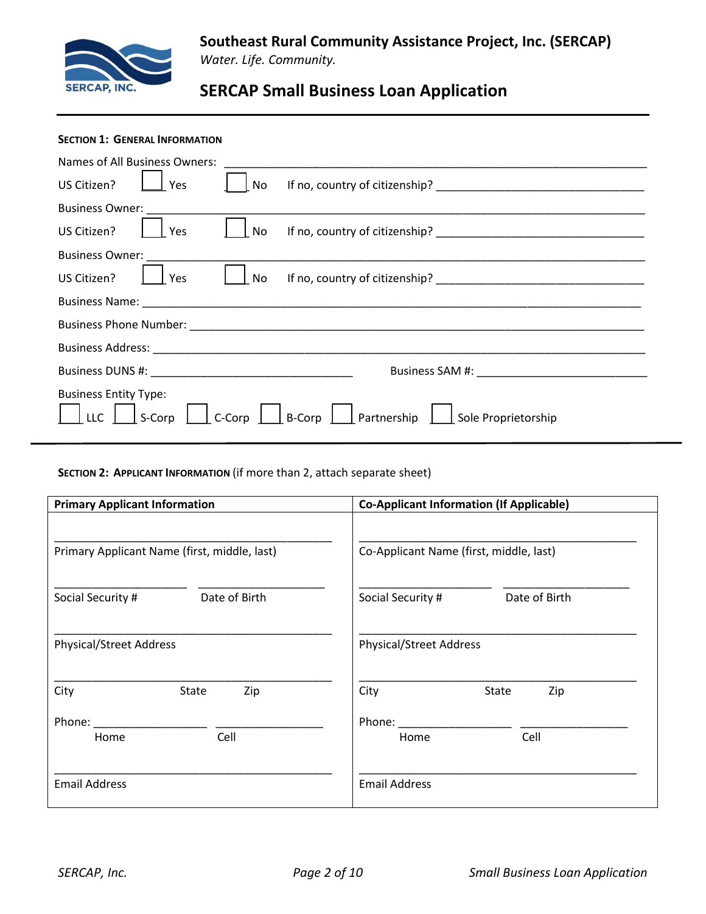**Southeast Rural Community Assistance Project, Inc. (SERCAP)**

*Water. Life. Community.*

# SERCAP Small Business Loan Application

---

## Section 1: General Information

Names of All Business Owners: ______________________________________________

US Citizen? ☐ Yes ☐ No If no, country of citizenship? ______________________________

Business Owner: ______________________________________________

US Citizen? ☐ Yes ☐ No If no, country of citizenship? ______________________________

Business Owner: ______________________________________________

US Citizen? ☐ Yes ☐ No If no, country of citizenship? ______________________________

Business Name: ______________________________________________

Business Phone Number: ______________________________________________

Business Address: ______________________________________________

Business DUNS #: ______________________________ Business SAM #: ______________________________

Business Entity Type:

☐ LLC ☐ S-Corp ☐ C-Corp ☐ B-Corp ☐ Partnership ☐ Sole Proprietorship

---

## Section 2: Applicant Information (if more than 2, attach separate sheet)

| Primary Applicant Information | Co-Applicant Information (If Applicable) |
|---|---|
| ______________________________________ <br> Primary Applicant Name (first, middle, last) | ______________________________________ <br> Co-Applicant Name (first, middle, last) |
| ________________ ________________ <br> Social Security # Date of Birth | ________________ ________________ <br> Social Security # Date of Birth |
| ______________________________________ <br> Physical/Street Address | ______________________________________ <br> Physical/Street Address |
| ______________________________________ <br> City State Zip | ______________________________________ <br> City State Zip |
| Phone: ________________ ________________ <br> Home Cell | Phone: ________________ ________________ <br> Home Cell |
| ______________________________________ <br> Email Address | ______________________________________ <br> Email Address |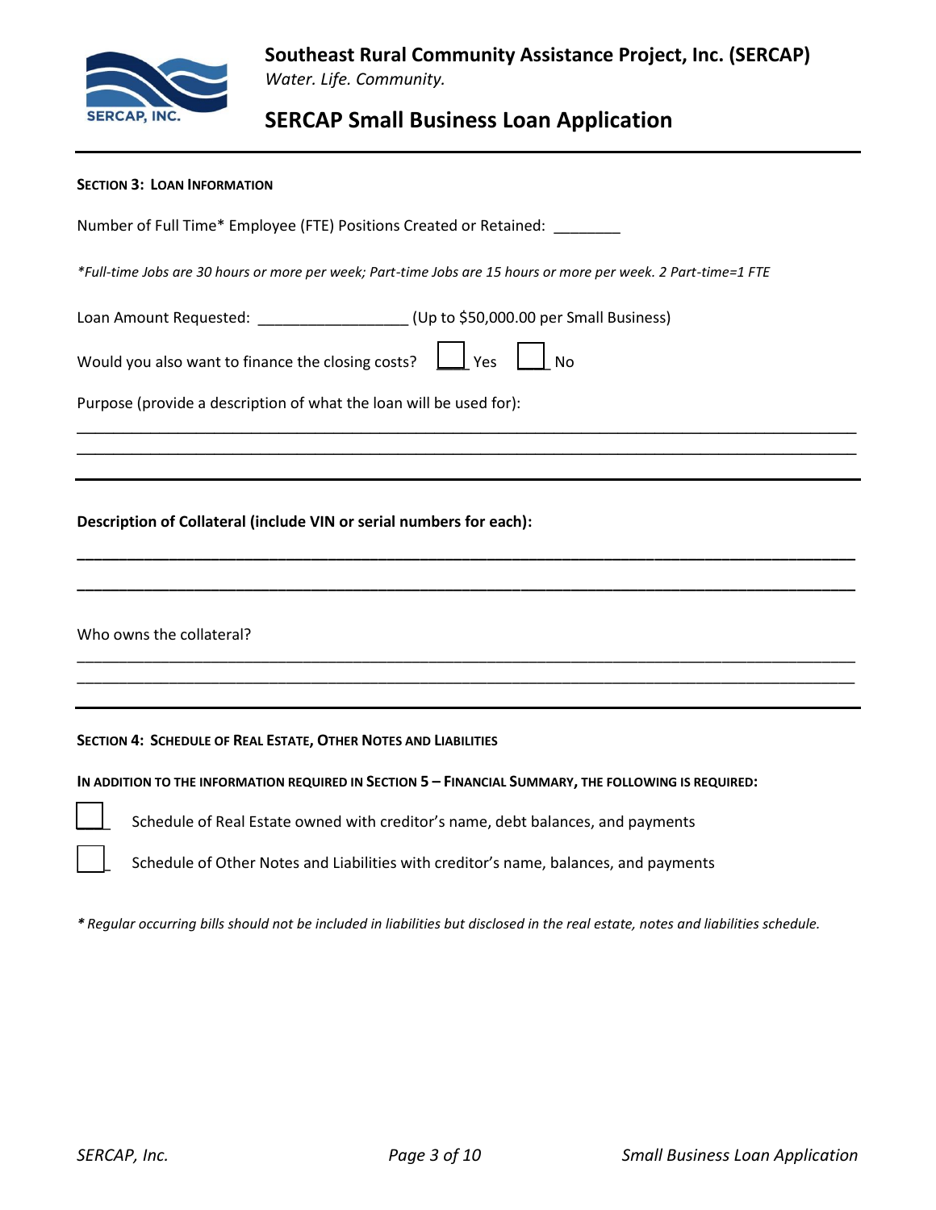**Southeast Rural Community Assistance Project, Inc. (SERCAP)**
*Water. Life. Community.*

# SERCAP Small Business Loan Application

**SECTION 3: LOAN INFORMATION**

Number of Full Time* Employee (FTE) Positions Created or Retained: ________

*\*Full-time Jobs are 30 hours or more per week; Part-time Jobs are 15 hours or more per week. 2 Part-time=1 FTE*

Loan Amount Requested: _________________ (Up to $50,000.00 per Small Business)

Would you also want to finance the closing costs? ☐ Yes ☐ No

Purpose (provide a description of what the loan will be used for):

_____________________________________________________________________________________

_____________________________________________________________________________________

**Description of Collateral (include VIN or serial numbers for each):**

_____________________________________________________________________________________

_____________________________________________________________________________________

Who owns the collateral?

_____________________________________________________________________________________

_____________________________________________________________________________________

**SECTION 4: SCHEDULE OF REAL ESTATE, OTHER NOTES AND LIABILITIES**

**IN ADDITION TO THE INFORMATION REQUIRED IN SECTION 5 – FINANCIAL SUMMARY, THE FOLLOWING IS REQUIRED:**

☐ Schedule of Real Estate owned with creditor's name, debt balances, and payments

☐ Schedule of Other Notes and Liabilities with creditor's name, balances, and payments

*\* Regular occurring bills should not be included in liabilities but disclosed in the real estate, notes and liabilities schedule.*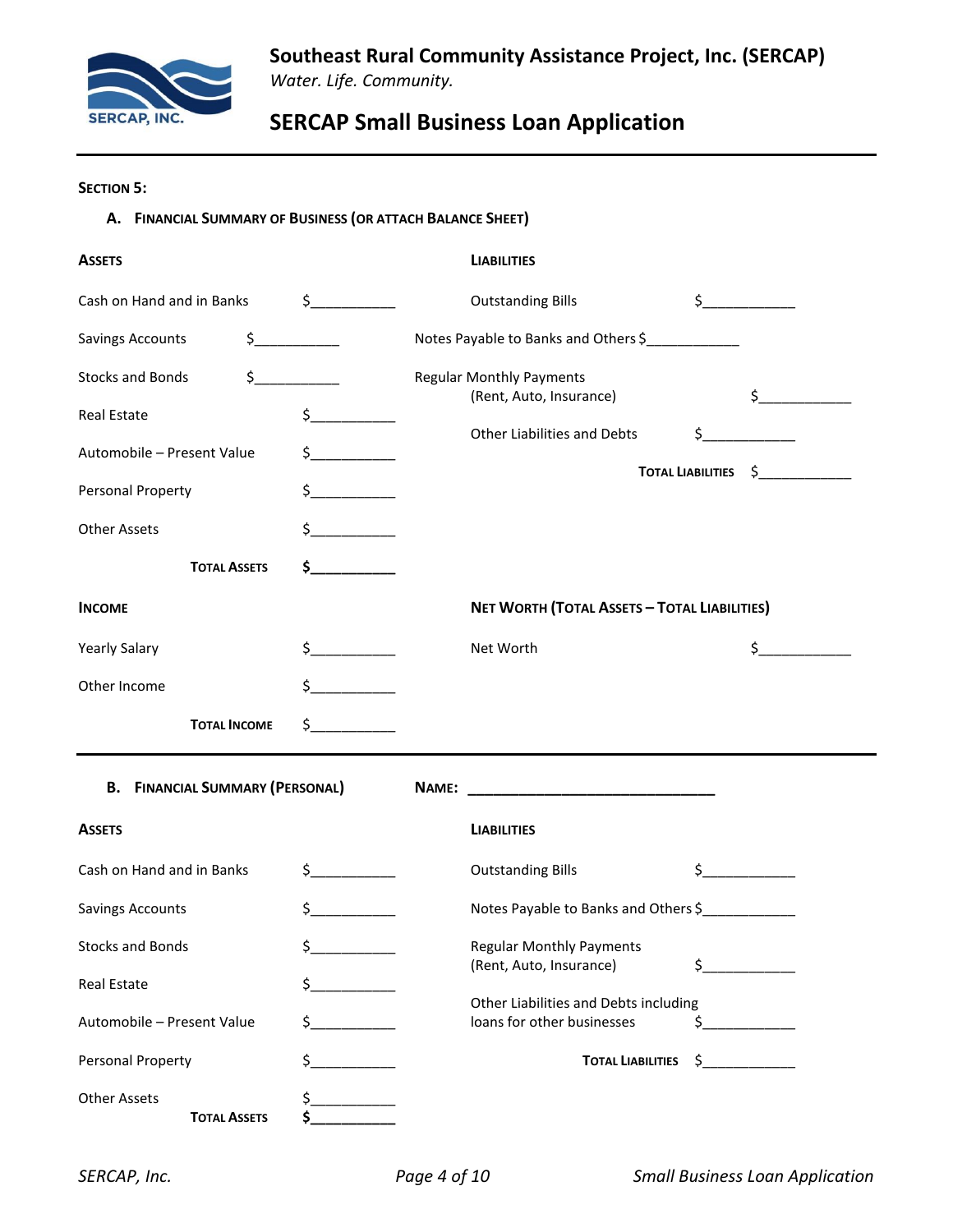# Southeast Rural Community Assistance Project, Inc. (SERCAP)

*Water. Life. Community.*

## SERCAP Small Business Loan Application

**SECTION 5:**

### A. FINANCIAL SUMMARY OF BUSINESS (OR ATTACH BALANCE SHEET)

| ASSETS | | LIABILITIES | |
|---|---|---|---|
| Cash on Hand and in Banks | $___________ | Outstanding Bills | $___________ |
| Savings Accounts | $___________ | Notes Payable to Banks and Others | $___________ |
| Stocks and Bonds | $___________ | Regular Monthly Payments (Rent, Auto, Insurance) | $___________ |
| Real Estate | $___________ | Other Liabilities and Debts | $___________ |
| Automobile – Present Value | $___________ | **TOTAL LIABILITIES** | $___________ |
| Personal Property | $___________ | | |
| Other Assets | $___________ | | |
| **TOTAL ASSETS** | **$___________** | | |

| INCOME | | NET WORTH (TOTAL ASSETS – TOTAL LIABILITIES) | |
|---|---|---|---|
| Yearly Salary | $___________ | Net Worth | $___________ |
| Other Income | $___________ | | |
| **TOTAL INCOME** | $___________ | | |

### B. FINANCIAL SUMMARY (PERSONAL)

**NAME:** ______________________________

| ASSETS | | LIABILITIES | |
|---|---|---|---|
| Cash on Hand and in Banks | $___________ | Outstanding Bills | $___________ |
| Savings Accounts | $___________ | Notes Payable to Banks and Others | $___________ |
| Stocks and Bonds | $___________ | Regular Monthly Payments (Rent, Auto, Insurance) | $___________ |
| Real Estate | $___________ | Other Liabilities and Debts including loans for other businesses | $___________ |
| Automobile – Present Value | $___________ | **TOTAL LIABILITIES** | $___________ |
| Personal Property | $___________ | | |
| Other Assets | $___________ | | |
| **TOTAL ASSETS** | **$___________** | | |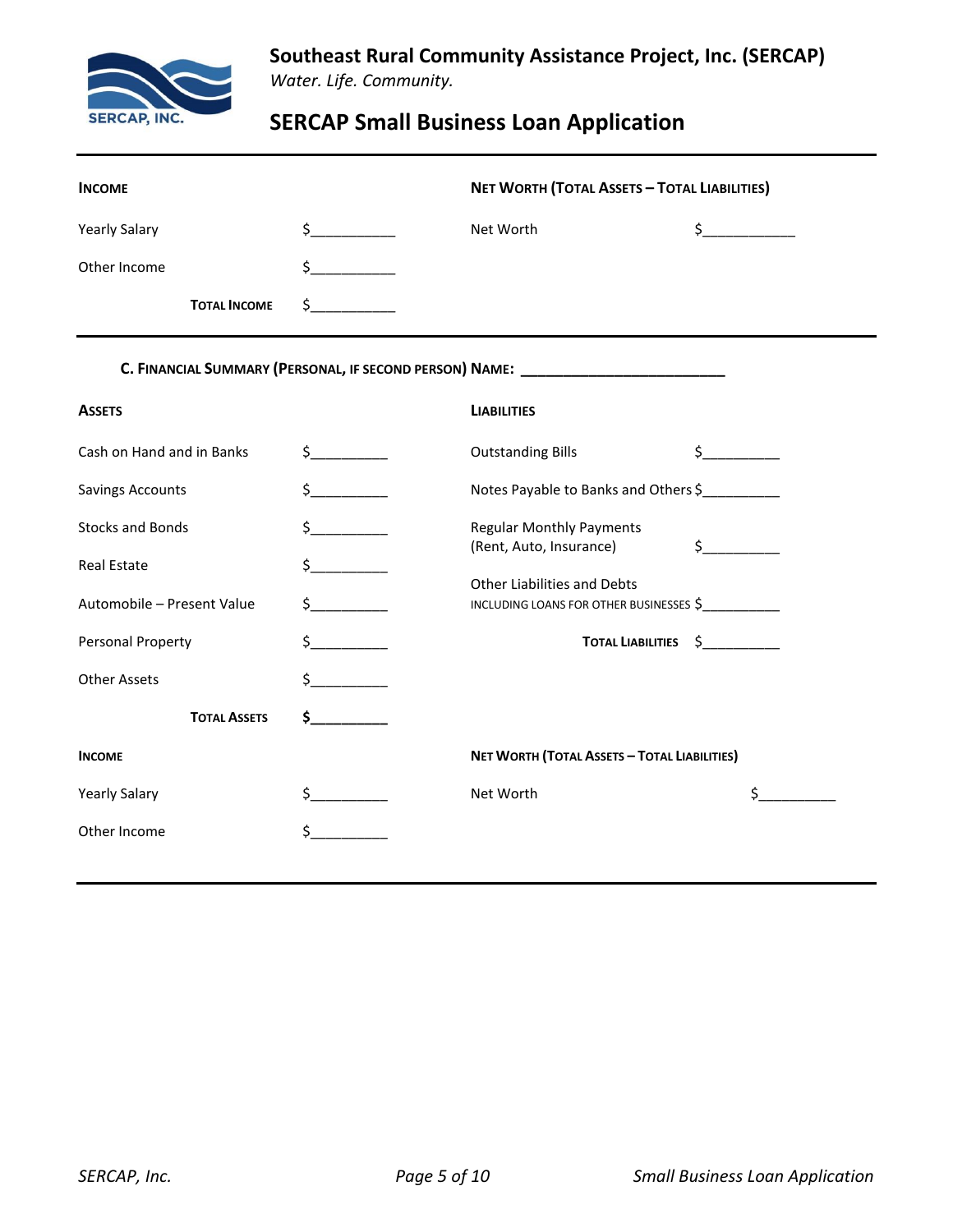| **INCOME** | | **NET WORTH (TOTAL ASSETS – TOTAL LIABILITIES)** | |
|---|---|---|---|
| Yearly Salary | $___________ | Net Worth | $____________ |
| Other Income | $___________ | | |
| **TOTAL INCOME** | $___________ | | |

### C. FINANCIAL SUMMARY (PERSONAL, IF SECOND PERSON) NAME: _________________________

| **ASSETS** | | **LIABILITIES** | |
|---|---|---|---|
| Cash on Hand and in Banks | $__________ | Outstanding Bills | $__________ |
| Savings Accounts | $__________ | Notes Payable to Banks and Others | $__________ |
| Stocks and Bonds | $__________ | Regular Monthly Payments (Rent, Auto, Insurance) | $__________ |
| Real Estate | $__________ | | |
| Automobile – Present Value | $__________ | Other Liabilities and Debts INCLUDING LOANS FOR OTHER BUSINESSES | $__________ |
| Personal Property | $__________ | **TOTAL LIABILITIES** | $__________ |
| Other Assets | $__________ | | |
| **TOTAL ASSETS** | **$__________** | | |

| **INCOME** | | **NET WORTH (TOTAL ASSETS – TOTAL LIABILITIES)** | |
|---|---|---|---|
| Yearly Salary | $__________ | Net Worth | $__________ |
| Other Income | $__________ | | |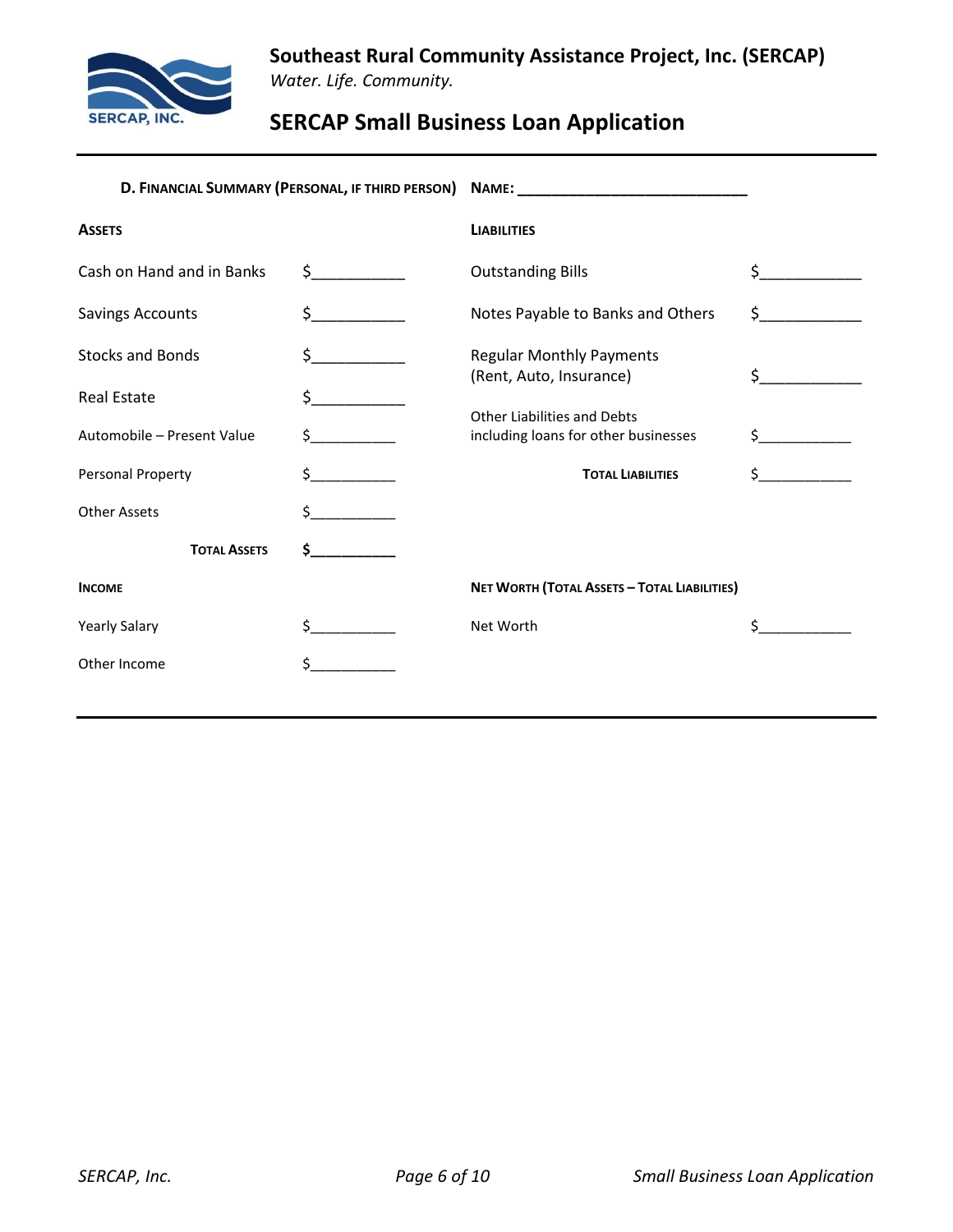### D. Financial Summary (Personal, if third person) Name: ____________________________

| **Assets** | | **Liabilities** | |
|---|---|---|---|
| Cash on Hand and in Banks | $__________ | Outstanding Bills | $__________ |
| Savings Accounts | $__________ | Notes Payable to Banks and Others | $__________ |
| Stocks and Bonds | $__________ | Regular Monthly Payments (Rent, Auto, Insurance) | $__________ |
| Real Estate | $__________ | | |
| Automobile – Present Value | $__________ | Other Liabilities and Debts including loans for other businesses | $__________ |
| Personal Property | $__________ | **Total Liabilities** | $__________ |
| Other Assets | $__________ | | |
| **Total Assets** | **$__________** | | |
| **Income** | | **Net Worth (Total Assets – Total Liabilities)** | |
| Yearly Salary | $__________ | Net Worth | $__________ |
| Other Income | $__________ | | |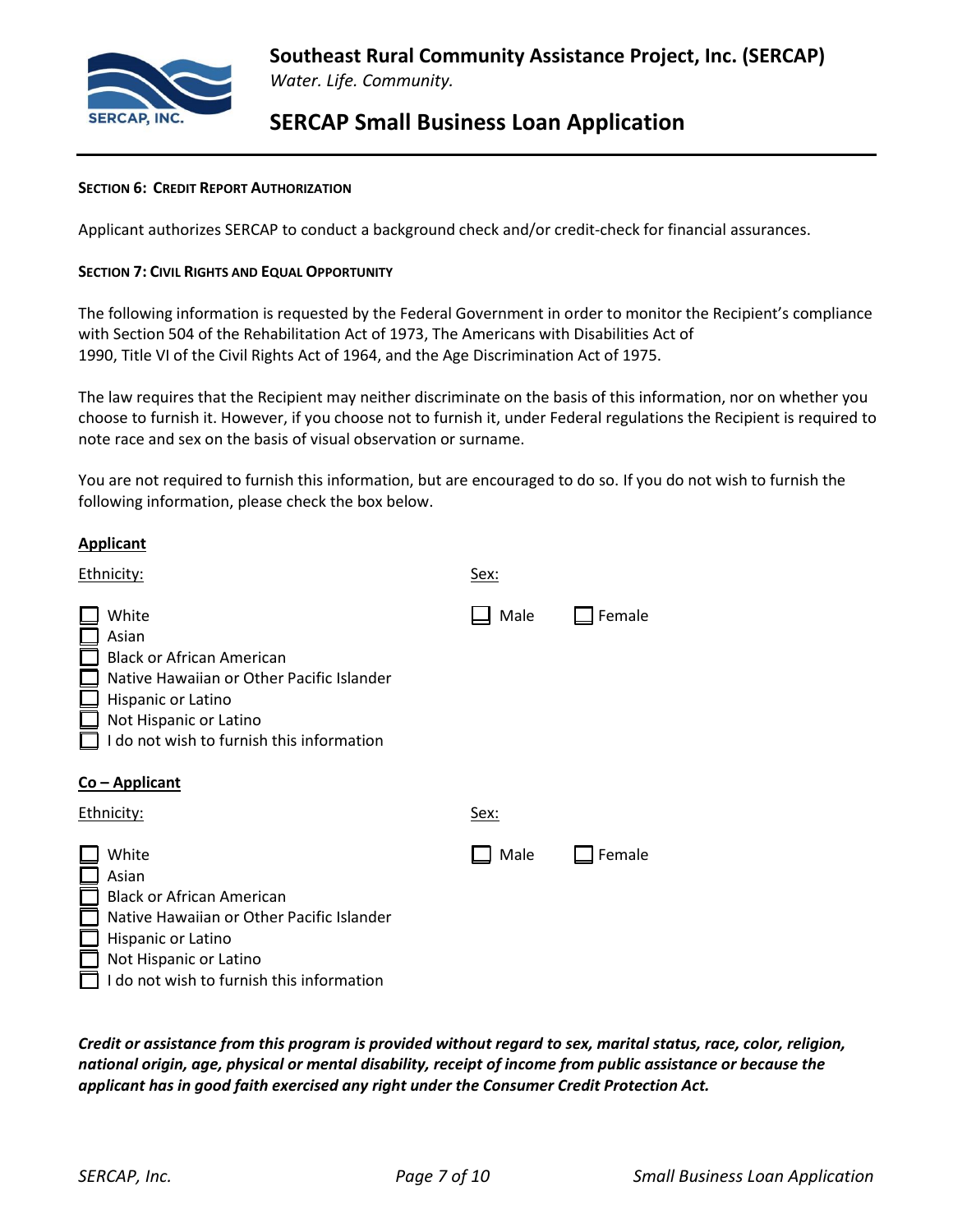**SECTION 6: CREDIT REPORT AUTHORIZATION**

Applicant authorizes SERCAP to conduct a background check and/or credit-check for financial assurances.

**SECTION 7: CIVIL RIGHTS AND EQUAL OPPORTUNITY**

The following information is requested by the Federal Government in order to monitor the Recipient's compliance with Section 504 of the Rehabilitation Act of 1973, The Americans with Disabilities Act of 1990, Title VI of the Civil Rights Act of 1964, and the Age Discrimination Act of 1975.

The law requires that the Recipient may neither discriminate on the basis of this information, nor on whether you choose to furnish it. However, if you choose not to furnish it, under Federal regulations the Recipient is required to note race and sex on the basis of visual observation or surname.

You are not required to furnish this information, but are encouraged to do so. If you do not wish to furnish the following information, please check the box below.

**Applicant**

Ethnicity:

- ☐ White
- ☐ Asian
- ☐ Black or African American
- ☐ Native Hawaiian or Other Pacific Islander
- ☐ Hispanic or Latino
- ☐ Not Hispanic or Latino
- ☐ I do not wish to furnish this information

Sex:

☐ Male ☐ Female

**Co – Applicant**

Ethnicity:

- ☐ White
- ☐ Asian
- ☐ Black or African American
- ☐ Native Hawaiian or Other Pacific Islander
- ☐ Hispanic or Latino
- ☐ Not Hispanic or Latino
- ☐ I do not wish to furnish this information

Sex:

☐ Male ☐ Female

***Credit or assistance from this program is provided without regard to sex, marital status, race, color, religion, national origin, age, physical or mental disability, receipt of income from public assistance or because the applicant has in good faith exercised any right under the Consumer Credit Protection Act.***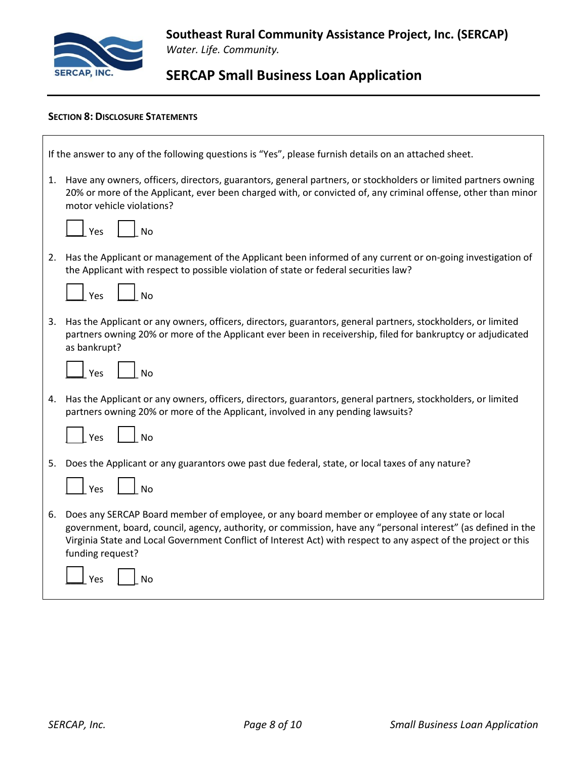### Section 8: Disclosure Statements

If the answer to any of the following questions is "Yes", please furnish details on an attached sheet.

1. Have any owners, officers, directors, guarantors, general partners, or stockholders or limited partners owning 20% or more of the Applicant, ever been charged with, or convicted of, any criminal offense, other than minor motor vehicle violations?

   ☐ Yes ☐ No

2. Has the Applicant or management of the Applicant been informed of any current or on-going investigation of the Applicant with respect to possible violation of state or federal securities law?

   ☐ Yes ☐ No

3. Has the Applicant or any owners, officers, directors, guarantors, general partners, stockholders, or limited partners owning 20% or more of the Applicant ever been in receivership, filed for bankruptcy or adjudicated as bankrupt?

   ☐ Yes ☐ No

4. Has the Applicant or any owners, officers, directors, guarantors, general partners, stockholders, or limited partners owning 20% or more of the Applicant, involved in any pending lawsuits?

   ☐ Yes ☐ No

5. Does the Applicant or any guarantors owe past due federal, state, or local taxes of any nature?

   ☐ Yes ☐ No

6. Does any SERCAP Board member of employee, or any board member or employee of any state or local government, board, council, agency, authority, or commission, have any "personal interest" (as defined in the Virginia State and Local Government Conflict of Interest Act) with respect to any aspect of the project or this funding request?

   ☐ Yes ☐ No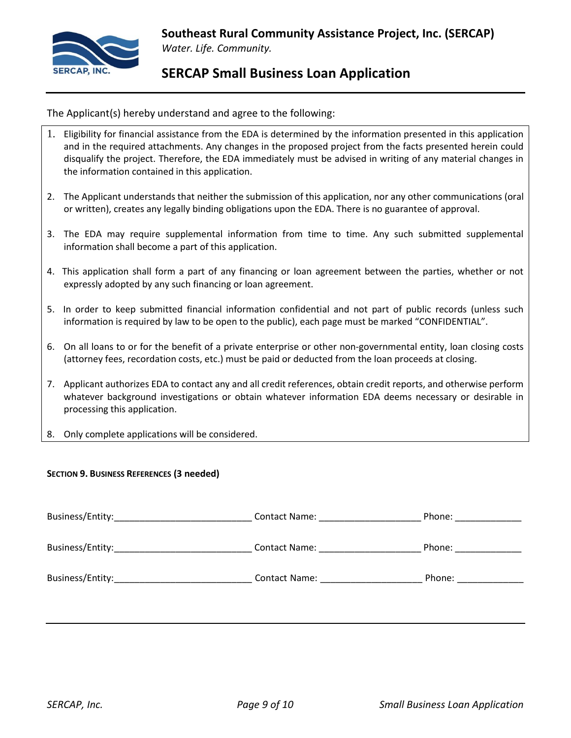The Applicant(s) hereby understand and agree to the following:

1. Eligibility for financial assistance from the EDA is determined by the information presented in this application and in the required attachments. Any changes in the proposed project from the facts presented herein could disqualify the project. Therefore, the EDA immediately must be advised in writing of any material changes in the information contained in this application.
2. The Applicant understands that neither the submission of this application, nor any other communications (oral or written), creates any legally binding obligations upon the EDA. There is no guarantee of approval.
3. The EDA may require supplemental information from time to time. Any such submitted supplemental information shall become a part of this application.
4. This application shall form a part of any financing or loan agreement between the parties, whether or not expressly adopted by any such financing or loan agreement.
5. In order to keep submitted financial information confidential and not part of public records (unless such information is required by law to be open to the public), each page must be marked "CONFIDENTIAL".
6. On all loans to or for the benefit of a private enterprise or other non-governmental entity, loan closing costs (attorney fees, recordation costs, etc.) must be paid or deducted from the loan proceeds at closing.
7. Applicant authorizes EDA to contact any and all credit references, obtain credit reports, and otherwise perform whatever background investigations or obtain whatever information EDA deems necessary or desirable in processing this application.
8. Only complete applications will be considered.

**SECTION 9. BUSINESS REFERENCES (3 needed)**

Business/Entity:__________________________ Contact Name: ___________________ Phone: ____________

Business/Entity:__________________________ Contact Name: ___________________ Phone: ____________

Business/Entity:__________________________ Contact Name: ___________________ Phone: ____________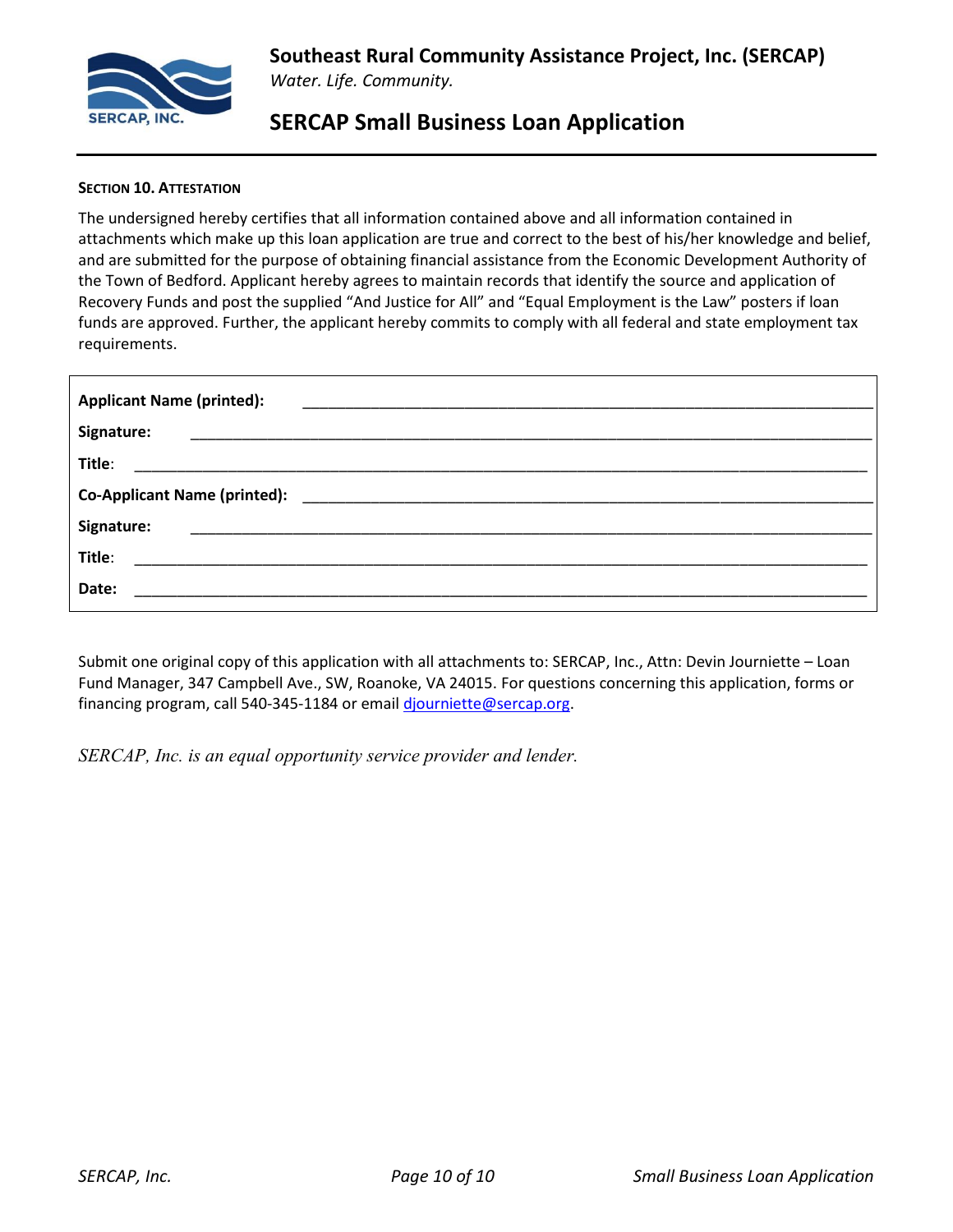**Southeast Rural Community Assistance Project, Inc. (SERCAP)**
*Water. Life. Community.*

**SERCAP Small Business Loan Application**

**SECTION 10. ATTESTATION**

The undersigned hereby certifies that all information contained above and all information contained in attachments which make up this loan application are true and correct to the best of his/her knowledge and belief, and are submitted for the purpose of obtaining financial assistance from the Economic Development Authority of the Town of Bedford. Applicant hereby agrees to maintain records that identify the source and application of Recovery Funds and post the supplied "And Justice for All" and "Equal Employment is the Law" posters if loan funds are approved. Further, the applicant hereby commits to comply with all federal and state employment tax requirements.

**Applicant Name (printed):** ____________________________________________

**Signature:** ____________________________________________

**Title**: ____________________________________________

**Co-Applicant Name (printed):** ____________________________________________

**Signature:** ____________________________________________

**Title**: ____________________________________________

**Date:** ____________________________________________

Submit one original copy of this application with all attachments to: SERCAP, Inc., Attn: Devin Journiette – Loan Fund Manager, 347 Campbell Ave., SW, Roanoke, VA 24015. For questions concerning this application, forms or financing program, call 540-345-1184 or email djourniette@sercap.org.

*SERCAP, Inc. is an equal opportunity service provider and lender.*